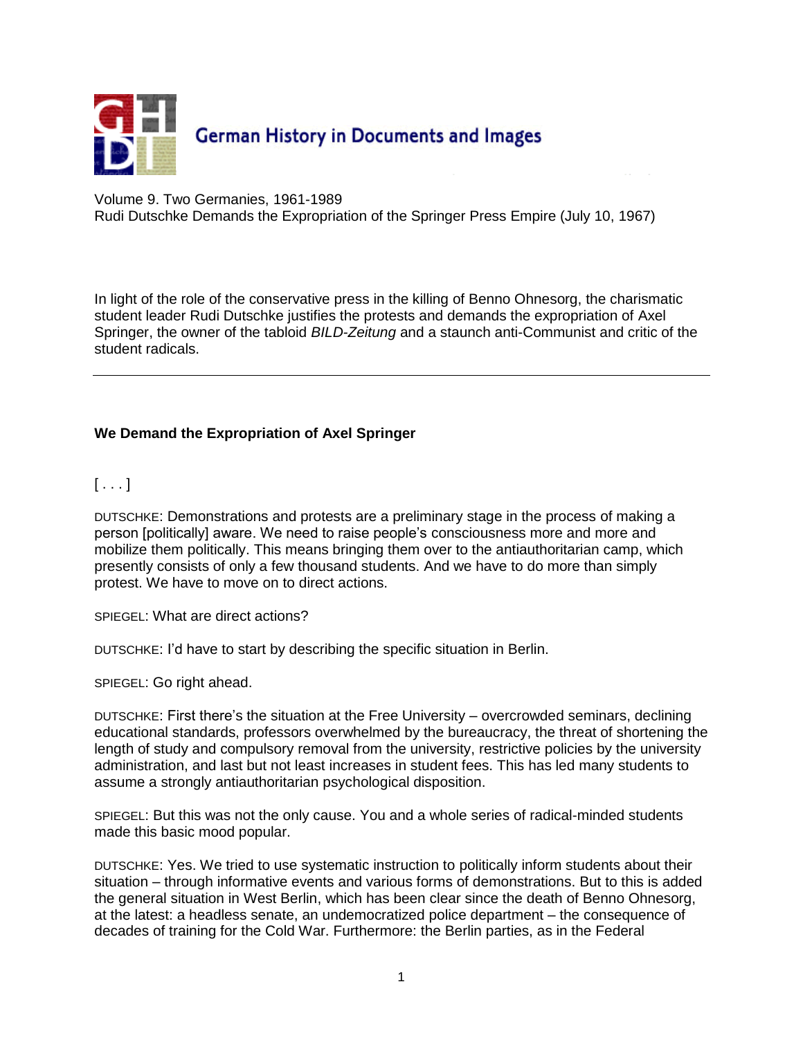German History in Documents and Images

Volume 9. Two Germanies, 1961-1989
Rudi Dutschke Demands the Expropriation of the Springer Press Empire (July 10, 1967)

In light of the role of the conservative press in the killing of Benno Ohnesorg, the charismatic student leader Rudi Dutschke justifies the protests and demands the expropriation of Axel Springer, the owner of the tabloid *BILD-Zeitung* and a staunch anti-Communist and critic of the student radicals.

---

**We Demand the Expropriation of Axel Springer**

[ . . . ]

DUTSCHKE: Demonstrations and protests are a preliminary stage in the process of making a person [politically] aware. We need to raise people's consciousness more and more and mobilize them politically. This means bringing them over to the antiauthoritarian camp, which presently consists of only a few thousand students. And we have to do more than simply protest. We have to move on to direct actions.

SPIEGEL: What are direct actions?

DUTSCHKE: I'd have to start by describing the specific situation in Berlin.

SPIEGEL: Go right ahead.

DUTSCHKE: First there's the situation at the Free University – overcrowded seminars, declining educational standards, professors overwhelmed by the bureaucracy, the threat of shortening the length of study and compulsory removal from the university, restrictive policies by the university administration, and last but not least increases in student fees. This has led many students to assume a strongly antiauthoritarian psychological disposition.

SPIEGEL: But this was not the only cause. You and a whole series of radical-minded students made this basic mood popular.

DUTSCHKE: Yes. We tried to use systematic instruction to politically inform students about their situation – through informative events and various forms of demonstrations. But to this is added the general situation in West Berlin, which has been clear since the death of Benno Ohnesorg, at the latest: a headless senate, an undemocratized police department – the consequence of decades of training for the Cold War. Furthermore: the Berlin parties, as in the Federal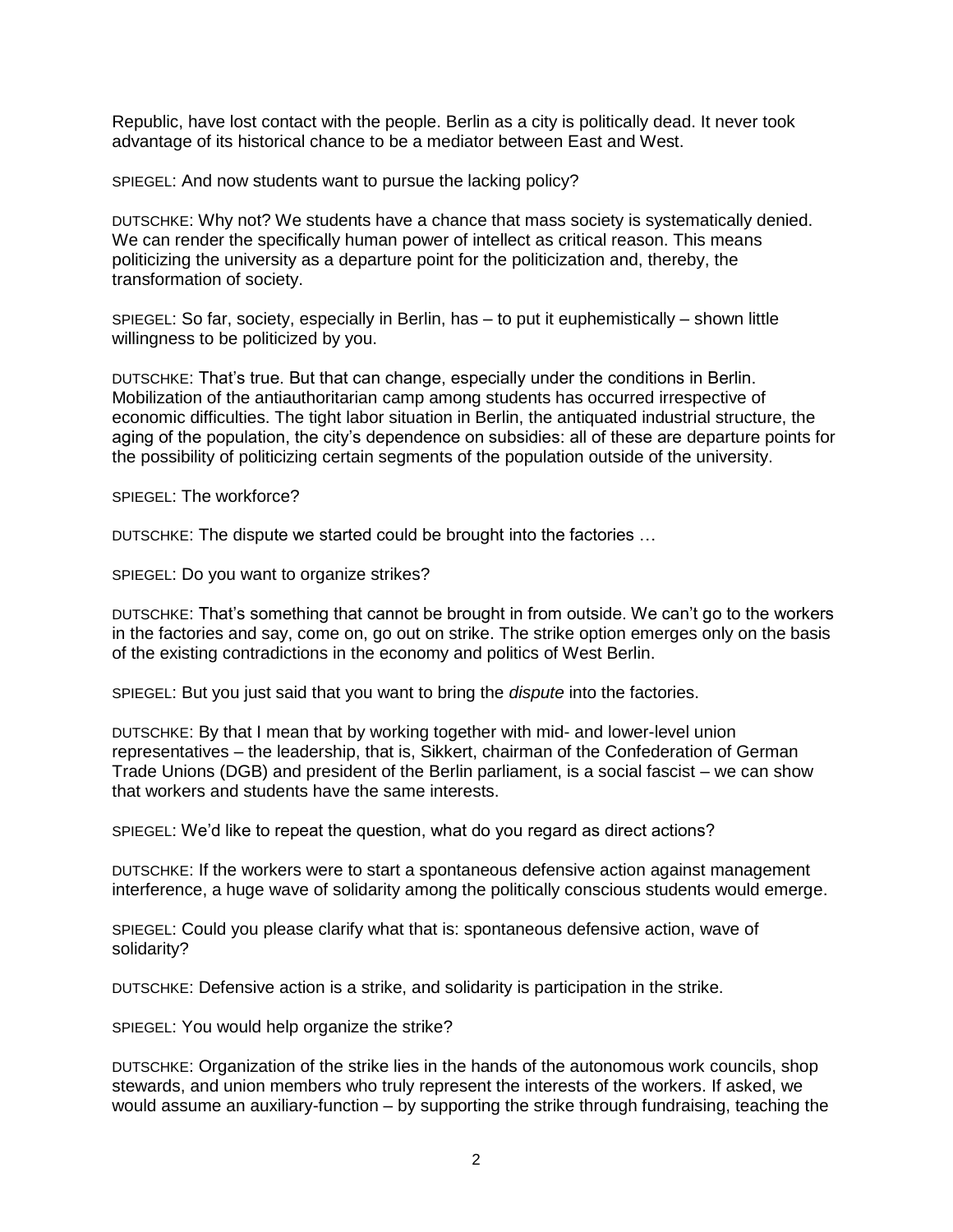Republic, have lost contact with the people. Berlin as a city is politically dead. It never took advantage of its historical chance to be a mediator between East and West.

SPIEGEL: And now students want to pursue the lacking policy?

DUTSCHKE: Why not? We students have a chance that mass society is systematically denied. We can render the specifically human power of intellect as critical reason. This means politicizing the university as a departure point for the politicization and, thereby, the transformation of society.

SPIEGEL: So far, society, especially in Berlin, has – to put it euphemistically – shown little willingness to be politicized by you.

DUTSCHKE: That's true. But that can change, especially under the conditions in Berlin. Mobilization of the antiauthoritarian camp among students has occurred irrespective of economic difficulties. The tight labor situation in Berlin, the antiquated industrial structure, the aging of the population, the city's dependence on subsidies: all of these are departure points for the possibility of politicizing certain segments of the population outside of the university.

SPIEGEL: The workforce?

DUTSCHKE: The dispute we started could be brought into the factories …

SPIEGEL: Do you want to organize strikes?

DUTSCHKE: That's something that cannot be brought in from outside. We can't go to the workers in the factories and say, come on, go out on strike. The strike option emerges only on the basis of the existing contradictions in the economy and politics of West Berlin.

SPIEGEL: But you just said that you want to bring the *dispute* into the factories.

DUTSCHKE: By that I mean that by working together with mid- and lower-level union representatives – the leadership, that is, Sikkert, chairman of the Confederation of German Trade Unions (DGB) and president of the Berlin parliament, is a social fascist – we can show that workers and students have the same interests.

SPIEGEL: We'd like to repeat the question, what do you regard as direct actions?

DUTSCHKE: If the workers were to start a spontaneous defensive action against management interference, a huge wave of solidarity among the politically conscious students would emerge.

SPIEGEL: Could you please clarify what that is: spontaneous defensive action, wave of solidarity?

DUTSCHKE: Defensive action is a strike, and solidarity is participation in the strike.

SPIEGEL: You would help organize the strike?

DUTSCHKE: Organization of the strike lies in the hands of the autonomous work councils, shop stewards, and union members who truly represent the interests of the workers. If asked, we would assume an auxiliary-function – by supporting the strike through fundraising, teaching the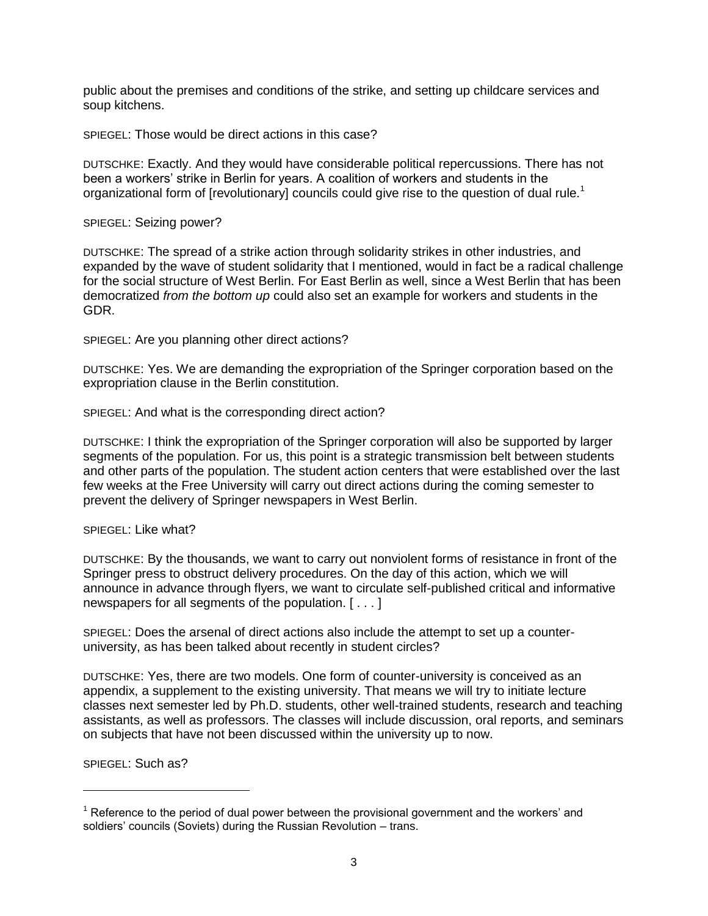public about the premises and conditions of the strike, and setting up childcare services and soup kitchens.

SPIEGEL: Those would be direct actions in this case?

DUTSCHKE: Exactly. And they would have considerable political repercussions. There has not been a workers' strike in Berlin for years. A coalition of workers and students in the organizational form of [revolutionary] councils could give rise to the question of dual rule.[1]

SPIEGEL: Seizing power?

DUTSCHKE: The spread of a strike action through solidarity strikes in other industries, and expanded by the wave of student solidarity that I mentioned, would in fact be a radical challenge for the social structure of West Berlin. For East Berlin as well, since a West Berlin that has been democratized *from the bottom up* could also set an example for workers and students in the GDR.

SPIEGEL: Are you planning other direct actions?

DUTSCHKE: Yes. We are demanding the expropriation of the Springer corporation based on the expropriation clause in the Berlin constitution.

SPIEGEL: And what is the corresponding direct action?

DUTSCHKE: I think the expropriation of the Springer corporation will also be supported by larger segments of the population. For us, this point is a strategic transmission belt between students and other parts of the population. The student action centers that were established over the last few weeks at the Free University will carry out direct actions during the coming semester to prevent the delivery of Springer newspapers in West Berlin.

SPIEGEL: Like what?

DUTSCHKE: By the thousands, we want to carry out nonviolent forms of resistance in front of the Springer press to obstruct delivery procedures. On the day of this action, which we will announce in advance through flyers, we want to circulate self-published critical and informative newspapers for all segments of the population. [ . . . ]

SPIEGEL: Does the arsenal of direct actions also include the attempt to set up a counter-university, as has been talked about recently in student circles?

DUTSCHKE: Yes, there are two models. One form of counter-university is conceived as an appendix, a supplement to the existing university. That means we will try to initiate lecture classes next semester led by Ph.D. students, other well-trained students, research and teaching assistants, as well as professors. The classes will include discussion, oral reports, and seminars on subjects that have not been discussed within the university up to now.

SPIEGEL: Such as?

---

[1] Reference to the period of dual power between the provisional government and the workers' and soldiers' councils (Soviets) during the Russian Revolution – trans.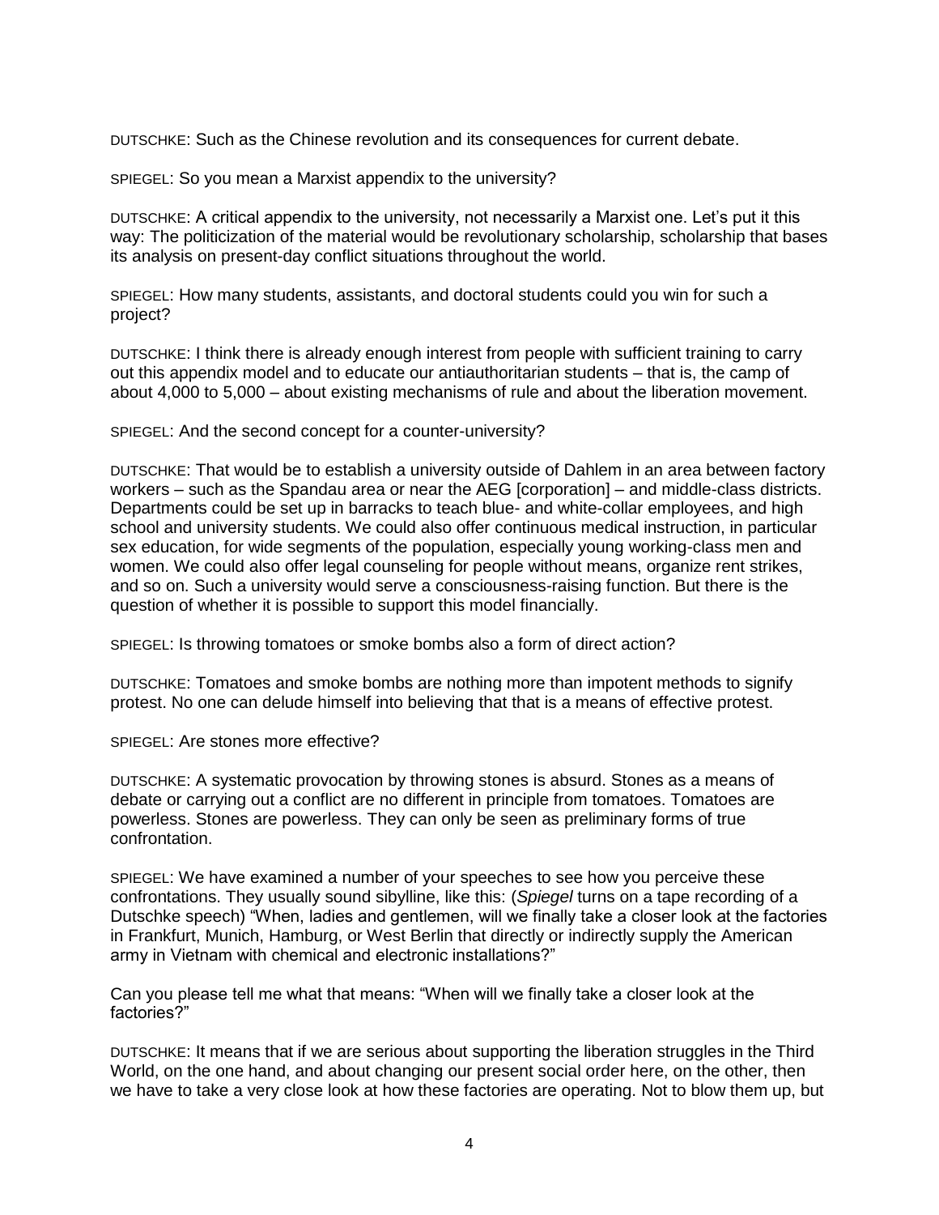DUTSCHKE: Such as the Chinese revolution and its consequences for current debate.

SPIEGEL: So you mean a Marxist appendix to the university?

DUTSCHKE: A critical appendix to the university, not necessarily a Marxist one. Let's put it this way: The politicization of the material would be revolutionary scholarship, scholarship that bases its analysis on present-day conflict situations throughout the world.

SPIEGEL: How many students, assistants, and doctoral students could you win for such a project?

DUTSCHKE: I think there is already enough interest from people with sufficient training to carry out this appendix model and to educate our antiauthoritarian students – that is, the camp of about 4,000 to 5,000 – about existing mechanisms of rule and about the liberation movement.

SPIEGEL: And the second concept for a counter-university?

DUTSCHKE: That would be to establish a university outside of Dahlem in an area between factory workers – such as the Spandau area or near the AEG [corporation] – and middle-class districts. Departments could be set up in barracks to teach blue- and white-collar employees, and high school and university students. We could also offer continuous medical instruction, in particular sex education, for wide segments of the population, especially young working-class men and women. We could also offer legal counseling for people without means, organize rent strikes, and so on. Such a university would serve a consciousness-raising function. But there is the question of whether it is possible to support this model financially.

SPIEGEL: Is throwing tomatoes or smoke bombs also a form of direct action?

DUTSCHKE: Tomatoes and smoke bombs are nothing more than impotent methods to signify protest. No one can delude himself into believing that that is a means of effective protest.

SPIEGEL: Are stones more effective?

DUTSCHKE: A systematic provocation by throwing stones is absurd. Stones as a means of debate or carrying out a conflict are no different in principle from tomatoes. Tomatoes are powerless. Stones are powerless. They can only be seen as preliminary forms of true confrontation.

SPIEGEL: We have examined a number of your speeches to see how you perceive these confrontations. They usually sound sibylline, like this: (*Spiegel* turns on a tape recording of a Dutschke speech) "When, ladies and gentlemen, will we finally take a closer look at the factories in Frankfurt, Munich, Hamburg, or West Berlin that directly or indirectly supply the American army in Vietnam with chemical and electronic installations?"

Can you please tell me what that means: "When will we finally take a closer look at the factories?"

DUTSCHKE: It means that if we are serious about supporting the liberation struggles in the Third World, on the one hand, and about changing our present social order here, on the other, then we have to take a very close look at how these factories are operating. Not to blow them up, but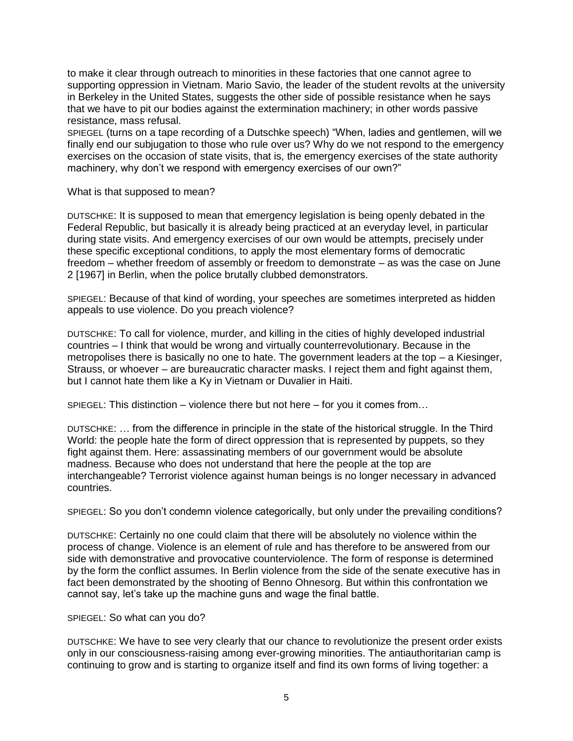to make it clear through outreach to minorities in these factories that one cannot agree to supporting oppression in Vietnam. Mario Savio, the leader of the student revolts at the university in Berkeley in the United States, suggests the other side of possible resistance when he says that we have to pit our bodies against the extermination machinery; in other words passive resistance, mass refusal.

SPIEGEL (turns on a tape recording of a Dutschke speech) "When, ladies and gentlemen, will we finally end our subjugation to those who rule over us? Why do we not respond to the emergency exercises on the occasion of state visits, that is, the emergency exercises of the state authority machinery, why don't we respond with emergency exercises of our own?"

What is that supposed to mean?

DUTSCHKE: It is supposed to mean that emergency legislation is being openly debated in the Federal Republic, but basically it is already being practiced at an everyday level, in particular during state visits. And emergency exercises of our own would be attempts, precisely under these specific exceptional conditions, to apply the most elementary forms of democratic freedom – whether freedom of assembly or freedom to demonstrate – as was the case on June 2 [1967] in Berlin, when the police brutally clubbed demonstrators.

SPIEGEL: Because of that kind of wording, your speeches are sometimes interpreted as hidden appeals to use violence. Do you preach violence?

DUTSCHKE: To call for violence, murder, and killing in the cities of highly developed industrial countries – I think that would be wrong and virtually counterrevolutionary. Because in the metropolises there is basically no one to hate. The government leaders at the top – a Kiesinger, Strauss, or whoever – are bureaucratic character masks. I reject them and fight against them, but I cannot hate them like a Ky in Vietnam or Duvalier in Haiti.

SPIEGEL: This distinction – violence there but not here – for you it comes from…

DUTSCHKE: … from the difference in principle in the state of the historical struggle. In the Third World: the people hate the form of direct oppression that is represented by puppets, so they fight against them. Here: assassinating members of our government would be absolute madness. Because who does not understand that here the people at the top are interchangeable? Terrorist violence against human beings is no longer necessary in advanced countries.

SPIEGEL: So you don't condemn violence categorically, but only under the prevailing conditions?

DUTSCHKE: Certainly no one could claim that there will be absolutely no violence within the process of change. Violence is an element of rule and has therefore to be answered from our side with demonstrative and provocative counterviolence. The form of response is determined by the form the conflict assumes. In Berlin violence from the side of the senate executive has in fact been demonstrated by the shooting of Benno Ohnesorg. But within this confrontation we cannot say, let's take up the machine guns and wage the final battle.

SPIEGEL: So what can you do?

DUTSCHKE: We have to see very clearly that our chance to revolutionize the present order exists only in our consciousness-raising among ever-growing minorities. The antiauthoritarian camp is continuing to grow and is starting to organize itself and find its own forms of living together: a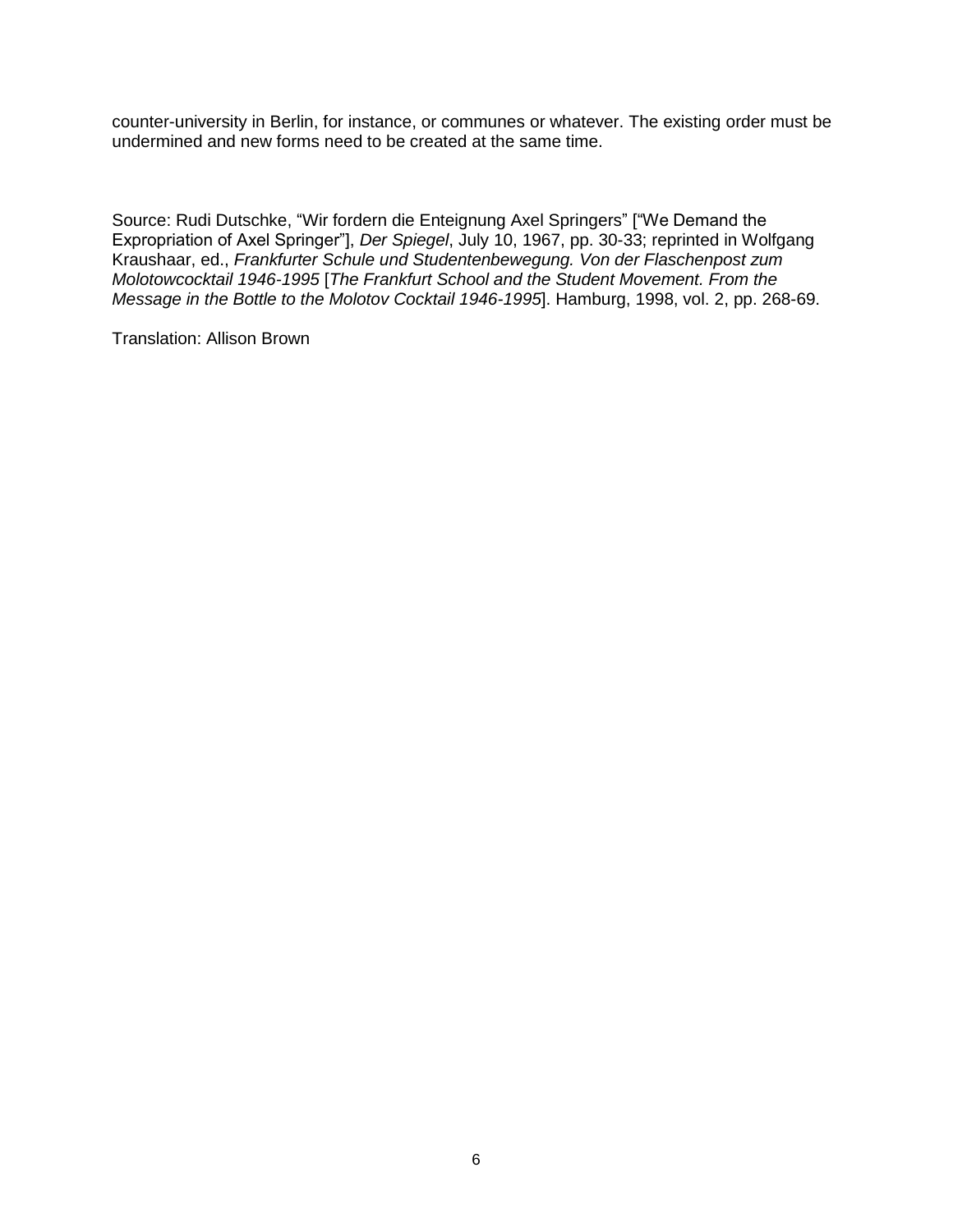counter-university in Berlin, for instance, or communes or whatever. The existing order must be undermined and new forms need to be created at the same time.

Source: Rudi Dutschke, "Wir fordern die Enteignung Axel Springers" ["We Demand the Expropriation of Axel Springer"], *Der Spiegel*, July 10, 1967, pp. 30-33; reprinted in Wolfgang Kraushaar, ed., *Frankfurter Schule und Studentenbewegung. Von der Flaschenpost zum Molotowcocktail 1946-1995* [*The Frankfurt School and the Student Movement. From the Message in the Bottle to the Molotov Cocktail 1946-1995*]. Hamburg, 1998, vol. 2, pp. 268-69.

Translation: Allison Brown